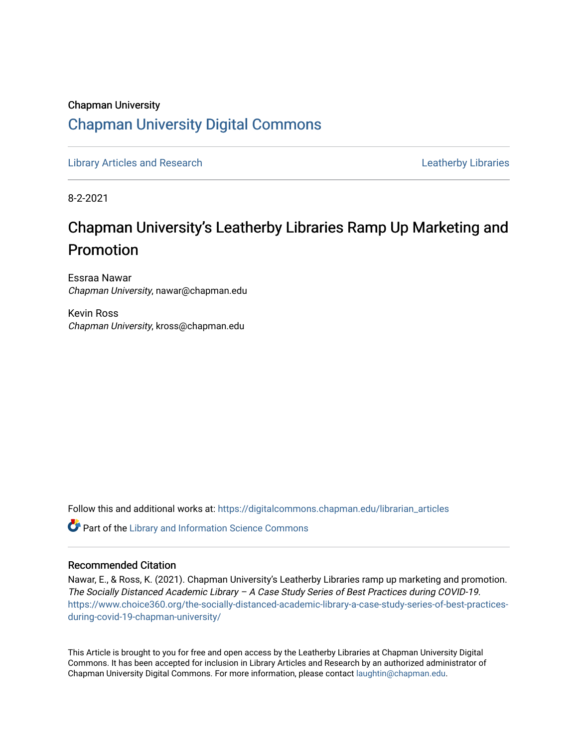Chapman University

# Chapman University Digital Commons

Library Articles and Research | Leatherby Libraries

8-2-2021

# Chapman University's Leatherby Libraries Ramp Up Marketing and Promotion

Essraa Nawar
*Chapman University*, nawar@chapman.edu

Kevin Ross
*Chapman University*, kross@chapman.edu

Follow this and additional works at: https://digitalcommons.chapman.edu/librarian_articles

Part of the Library and Information Science Commons

## Recommended Citation

Nawar, E., & Ross, K. (2021). Chapman University's Leatherby Libraries ramp up marketing and promotion. *The Socially Distanced Academic Library – A Case Study Series of Best Practices during COVID-19*. https://www.choice360.org/the-socially-distanced-academic-library-a-case-study-series-of-best-practices-during-covid-19-chapman-university/

This Article is brought to you for free and open access by the Leatherby Libraries at Chapman University Digital Commons. It has been accepted for inclusion in Library Articles and Research by an authorized administrator of Chapman University Digital Commons. For more information, please contact laughtin@chapman.edu.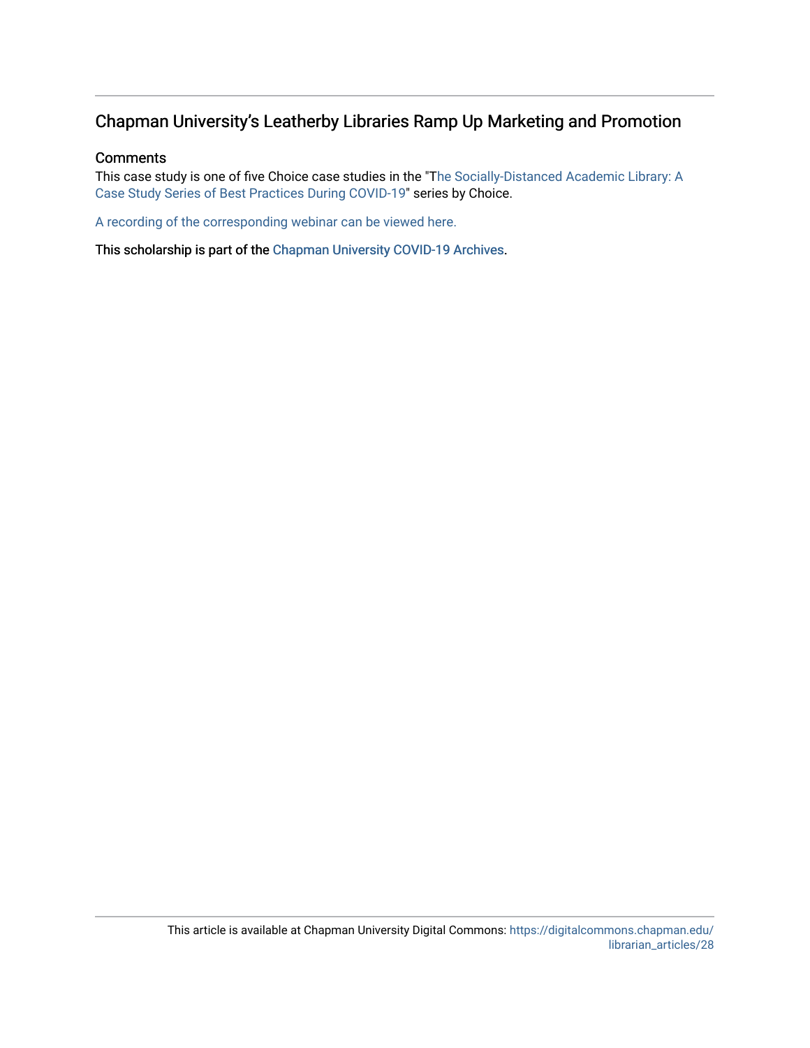## Chapman University's Leatherby Libraries Ramp Up Marketing and Promotion

### Comments

This case study is one of five Choice case studies in the "The Socially-Distanced Academic Library: A Case Study Series of Best Practices During COVID-19" series by Choice.

A recording of the corresponding webinar can be viewed here.

This scholarship is part of the Chapman University COVID-19 Archives.

This article is available at Chapman University Digital Commons: https://digitalcommons.chapman.edu/librarian_articles/28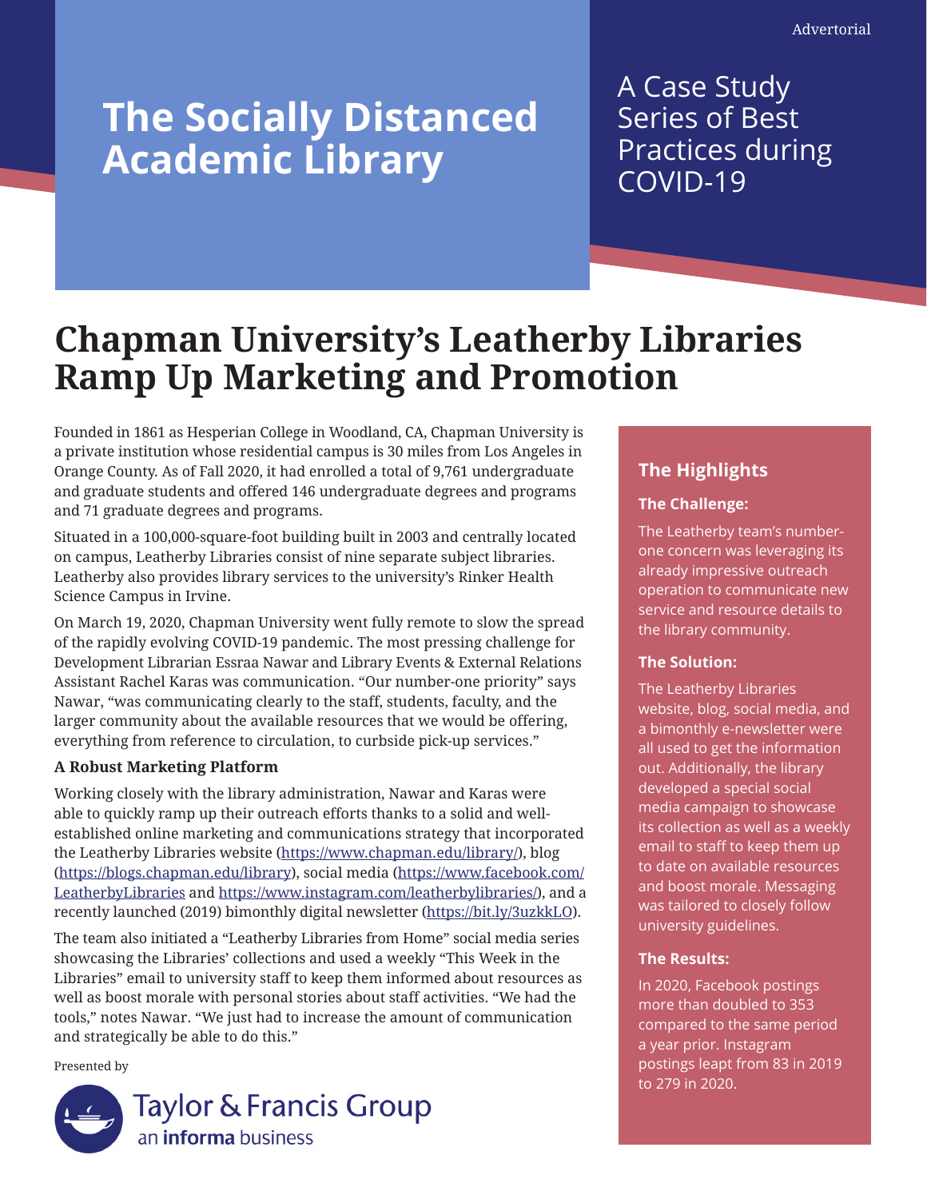Advertorial

# The Socially Distanced Academic Library

A Case Study Series of Best Practices during COVID-19

## Chapman University's Leatherby Libraries Ramp Up Marketing and Promotion

Founded in 1861 as Hesperian College in Woodland, CA, Chapman University is a private institution whose residential campus is 30 miles from Los Angeles in Orange County. As of Fall 2020, it had enrolled a total of 9,761 undergraduate and graduate students and offered 146 undergraduate degrees and programs and 71 graduate degrees and programs.

Situated in a 100,000-square-foot building built in 2003 and centrally located on campus, Leatherby Libraries consist of nine separate subject libraries. Leatherby also provides library services to the university's Rinker Health Science Campus in Irvine.

On March 19, 2020, Chapman University went fully remote to slow the spread of the rapidly evolving COVID-19 pandemic. The most pressing challenge for Development Librarian Essraa Nawar and Library Events & External Relations Assistant Rachel Karas was communication. "Our number-one priority" says Nawar, "was communicating clearly to the staff, students, faculty, and the larger community about the available resources that we would be offering, everything from reference to circulation, to curbside pick-up services."

**A Robust Marketing Platform**

Working closely with the library administration, Nawar and Karas were able to quickly ramp up their outreach efforts thanks to a solid and well-established online marketing and communications strategy that incorporated the Leatherby Libraries website (https://www.chapman.edu/library/), blog (https://blogs.chapman.edu/library), social media (https://www.facebook.com/LeatherbyLibraries and https://www.instagram.com/leatherbylibraries/), and a recently launched (2019) bimonthly digital newsletter (https://bit.ly/3uzkkLO).

The team also initiated a "Leatherby Libraries from Home" social media series showcasing the Libraries' collections and used a weekly "This Week in the Libraries" email to university staff to keep them informed about resources as well as boost morale with personal stories about staff activities. "We had the tools," notes Nawar. "We just had to increase the amount of communication and strategically be able to do this."

### The Highlights

**The Challenge:**

The Leatherby team's number-one concern was leveraging its already impressive outreach operation to communicate new service and resource details to the library community.

**The Solution:**

The Leatherby Libraries website, blog, social media, and a bimonthly e-newsletter were all used to get the information out. Additionally, the library developed a special social media campaign to showcase its collection as well as a weekly email to staff to keep them up to date on available resources and boost morale. Messaging was tailored to closely follow university guidelines.

**The Results:**

In 2020, Facebook postings more than doubled to 353 compared to the same period a year prior. Instagram postings leapt from 83 in 2019 to 279 in 2020.

Presented by

Taylor & Francis Group
an informa business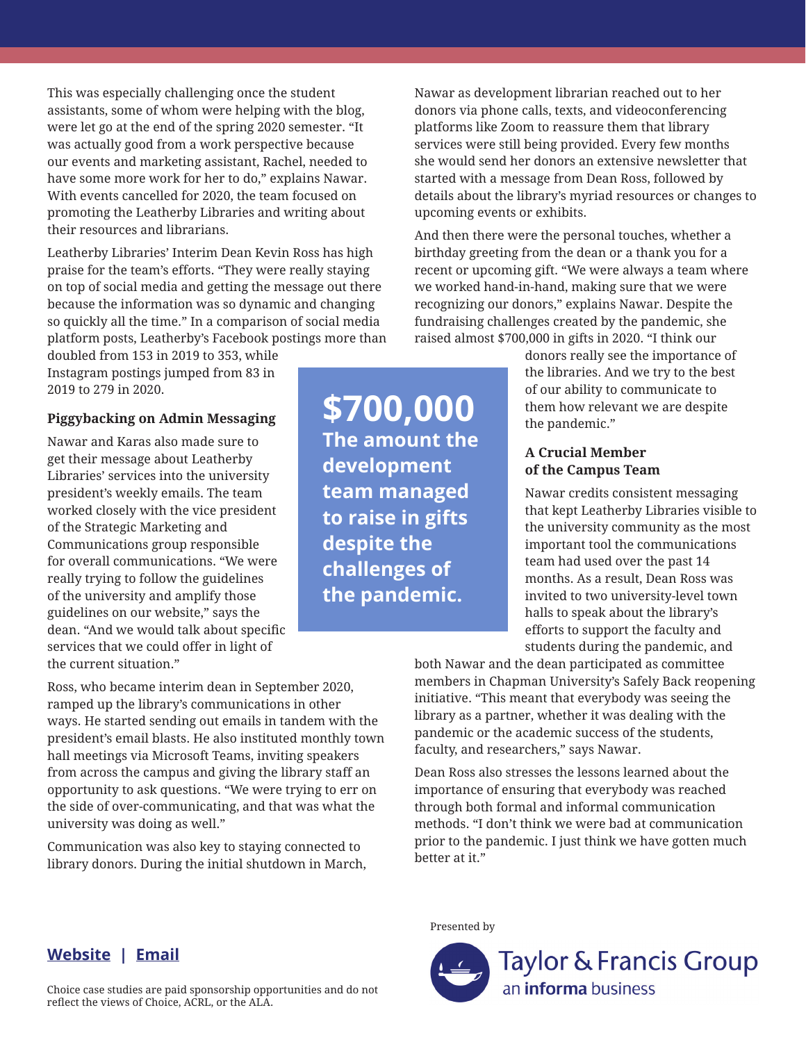This was especially challenging once the student assistants, some of whom were helping with the blog, were let go at the end of the spring 2020 semester. "It was actually good from a work perspective because our events and marketing assistant, Rachel, needed to have some more work for her to do," explains Nawar. With events cancelled for 2020, the team focused on promoting the Leatherby Libraries and writing about their resources and librarians.

Leatherby Libraries' Interim Dean Kevin Ross has high praise for the team's efforts. "They were really staying on top of social media and getting the message out there because the information was so dynamic and changing so quickly all the time." In a comparison of social media platform posts, Leatherby's Facebook postings more than doubled from 153 in 2019 to 353, while Instagram postings jumped from 83 in 2019 to 279 in 2020.

### Piggybacking on Admin Messaging

Nawar and Karas also made sure to get their message about Leatherby Libraries' services into the university president's weekly emails. The team worked closely with the vice president of the Strategic Marketing and Communications group responsible for overall communications. "We were really trying to follow the guidelines of the university and amplify those guidelines on our website," says the dean. "And we would talk about specific services that we could offer in light of the current situation."

Ross, who became interim dean in September 2020, ramped up the library's communications in other ways. He started sending out emails in tandem with the president's email blasts. He also instituted monthly town hall meetings via Microsoft Teams, inviting speakers from across the campus and giving the library staff an opportunity to ask questions. "We were trying to err on the side of over-communicating, and that was what the university was doing as well."

Communication was also key to staying connected to library donors. During the initial shutdown in March, Nawar as development librarian reached out to her donors via phone calls, texts, and videoconferencing platforms like Zoom to reassure them that library services were still being provided. Every few months she would send her donors an extensive newsletter that started with a message from Dean Ross, followed by details about the library's myriad resources or changes to upcoming events or exhibits.

And then there were the personal touches, whether a birthday greeting from the dean or a thank you for a recent or upcoming gift. "We were always a team where we worked hand-in-hand, making sure that we were recognizing our donors," explains Nawar. Despite the fundraising challenges created by the pandemic, she raised almost $700,000 in gifts in 2020. "I think our donors really see the importance of the libraries. And we try to the best of our ability to communicate to them how relevant we are despite the pandemic."

**$700,000**
**The amount the development team managed to raise in gifts despite the challenges of the pandemic.**

### A Crucial Member of the Campus Team

Nawar credits consistent messaging that kept Leatherby Libraries visible to the university community as the most important tool the communications team had used over the past 14 months. As a result, Dean Ross was invited to two university-level town halls to speak about the library's efforts to support the faculty and students during the pandemic, and both Nawar and the dean participated as committee members in Chapman University's Safely Back reopening initiative. "This meant that everybody was seeing the library as a partner, whether it was dealing with the pandemic or the academic success of the students, faculty, and researchers," says Nawar.

Dean Ross also stresses the lessons learned about the importance of ensuring that everybody was reached through both formal and informal communication methods. "I don't think we were bad at communication prior to the pandemic. I just think we have gotten much better at it."

**Website** | **Email**

Choice case studies are paid sponsorship opportunities and do not reflect the views of Choice, ACRL, or the ALA.

Presented by

Taylor & Francis Group
an informa business